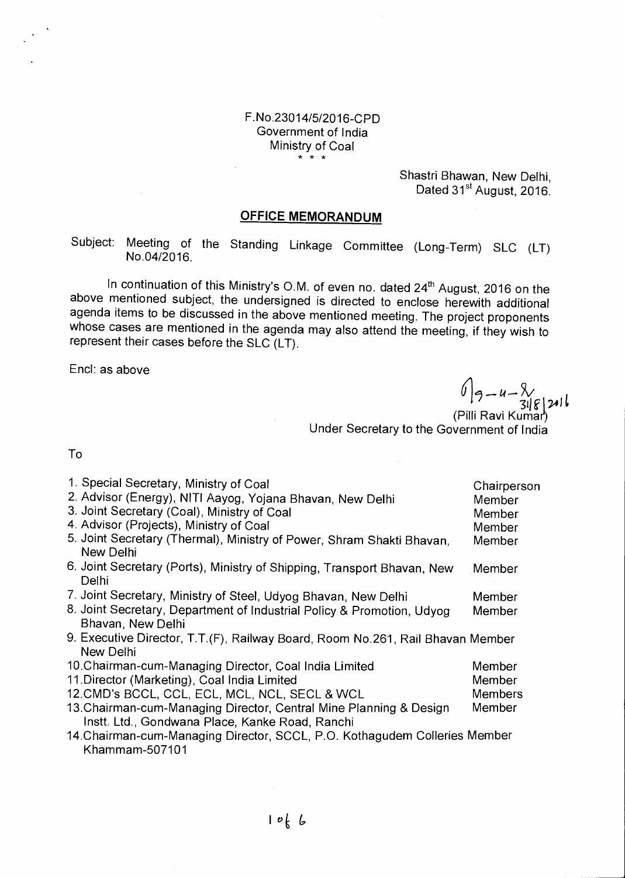F.No.23014/5/2016-CPD
Government of India
Ministry of Coal
\* \* \*

Shastri Bhawan, New Delhi,
Dated 31st August, 2016.

## OFFICE MEMORANDUM

Subject: Meeting of the Standing Linkage Committee (Long-Term) SLC (LT) No.04/2016.

In continuation of this Ministry's O.M. of even no. dated 24th August, 2016 on the above mentioned subject, the undersigned is directed to enclose herewith additional agenda items to be discussed in the above mentioned meeting. The project proponents whose cases are mentioned in the agenda may also attend the meeting, if they wish to represent their cases before the SLC (LT).

Encl: as above

31/8/2016
(Pilli Ravi Kumar)
Under Secretary to the Government of India

To

| | |
|---|---|
| 1. Special Secretary, Ministry of Coal | Chairperson |
| 2. Advisor (Energy), NITI Aayog, Yojana Bhavan, New Delhi | Member |
| 3. Joint Secretary (Coal), Ministry of Coal | Member |
| 4. Advisor (Projects), Ministry of Coal | Member |
| 5. Joint Secretary (Thermal), Ministry of Power, Shram Shakti Bhavan, New Delhi | Member |
| 6. Joint Secretary (Ports), Ministry of Shipping, Transport Bhavan, New Delhi | Member |
| 7. Joint Secretary, Ministry of Steel, Udyog Bhavan, New Delhi | Member |
| 8. Joint Secretary, Department of Industrial Policy & Promotion, Udyog Bhavan, New Delhi | Member |
| 9. Executive Director, T.T.(F), Railway Board, Room No.261, Rail Bhavan New Delhi | Member |
| 10. Chairman-cum-Managing Director, Coal India Limited | Member |
| 11. Director (Marketing), Coal India Limited | Member |
| 12. CMD's BCCL, CCL, ECL, MCL, NCL, SECL & WCL | Members |
| 13. Chairman-cum-Managing Director, Central Mine Planning & Design Instt. Ltd., Gondwana Place, Kanke Road, Ranchi | Member |
| 14. Chairman-cum-Managing Director, SCCL, P.O. Kothagudem Colleries Khammam-507101 | Member |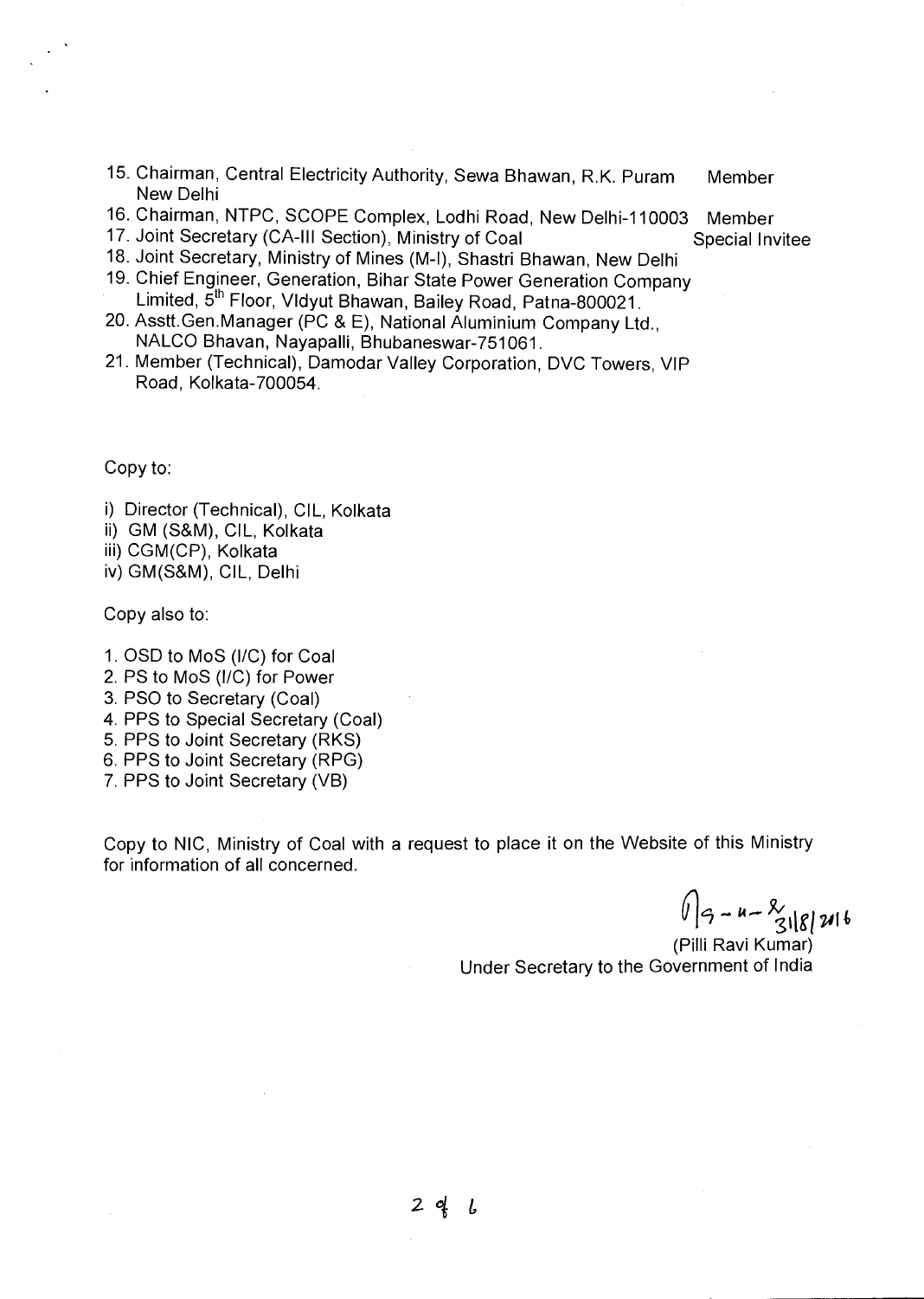15. Chairman, Central Electricity Authority, Sewa Bhawan, R.K. Puram New Delhi — Member
16. Chairman, NTPC, SCOPE Complex, Lodhi Road, New Delhi-110003 — Member
17. Joint Secretary (CA-III Section), Ministry of Coal — Special Invitee
18. Joint Secretary, Ministry of Mines (M-I), Shastri Bhawan, New Delhi
19. Chief Engineer, Generation, Bihar State Power Generation Company Limited, 5th Floor, Vidyut Bhawan, Bailey Road, Patna-800021.
20. Asstt.Gen.Manager (PC & E), National Aluminium Company Ltd., NALCO Bhavan, Nayapalli, Bhubaneswar-751061.
21. Member (Technical), Damodar Valley Corporation, DVC Towers, VIP Road, Kolkata-700054.

Copy to:

i) Director (Technical), CIL, Kolkata
ii) GM (S&M), CIL, Kolkata
iii) CGM(CP), Kolkata
iv) GM(S&M), CIL, Delhi

Copy also to:

1. OSD to MoS (I/C) for Coal
2. PS to MoS (I/C) for Power
3. PSO to Secretary (Coal)
4. PPS to Special Secretary (Coal)
5. PPS to Joint Secretary (RKS)
6. PPS to Joint Secretary (RPG)
7. PPS to Joint Secretary (VB)

Copy to NIC, Ministry of Coal with a request to place it on the Website of this Ministry for information of all concerned.

31/8/2016

(Pilli Ravi Kumar)
Under Secretary to the Government of India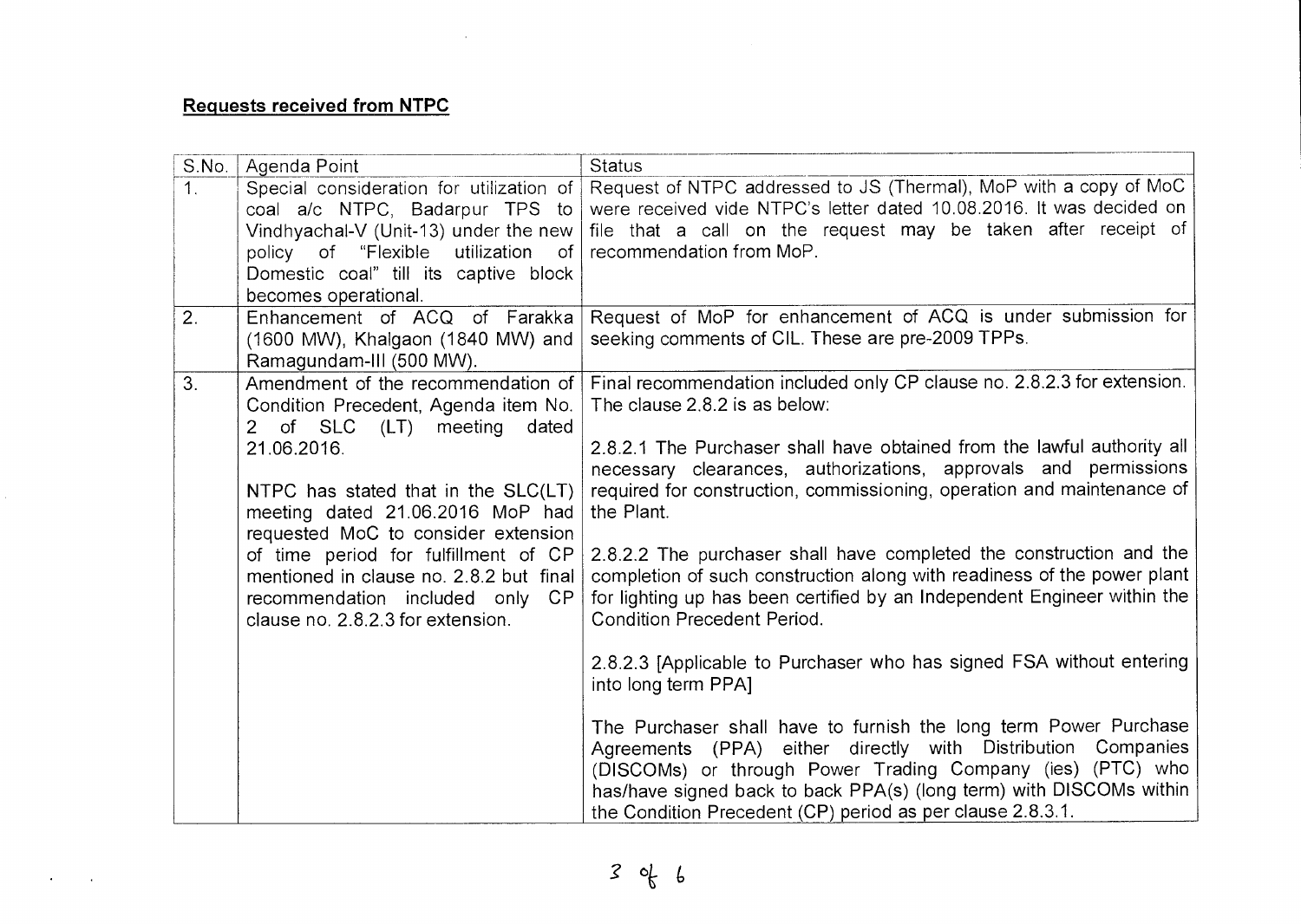## Requests received from NTPC

| S.No. | Agenda Point | Status |
|---|---|---|
| 1. | Special consideration for utilization of coal a/c NTPC, Badarpur TPS to Vindhyachal-V (Unit-13) under the new policy of "Flexible utilization of Domestic coal" till its captive block becomes operational. | Request of NTPC addressed to JS (Thermal), MoP with a copy of MoC were received vide NTPC's letter dated 10.08.2016. It was decided on file that a call on the request may be taken after receipt of recommendation from MoP. |
| 2. | Enhancement of ACQ of Farakka (1600 MW), Khalgaon (1840 MW) and Ramagundam-III (500 MW). | Request of MoP for enhancement of ACQ is under submission for seeking comments of CIL. These are pre-2009 TPPs. |
| 3. | Amendment of the recommendation of Condition Precedent, Agenda item No. 2 of SLC (LT) meeting dated 21.06.2016.<br><br>NTPC has stated that in the SLC(LT) meeting dated 21.06.2016 MoP had requested MoC to consider extension of time period for fulfillment of CP mentioned in clause no. 2.8.2 but final recommendation included only CP clause no. 2.8.2.3 for extension. | Final recommendation included only CP clause no. 2.8.2.3 for extension. The clause 2.8.2 is as below:<br><br>2.8.2.1 The Purchaser shall have obtained from the lawful authority all necessary clearances, authorizations, approvals and permissions required for construction, commissioning, operation and maintenance of the Plant.<br><br>2.8.2.2 The purchaser shall have completed the construction and the completion of such construction along with readiness of the power plant for lighting up has been certified by an Independent Engineer within the Condition Precedent Period.<br><br>2.8.2.3 [Applicable to Purchaser who has signed FSA without entering into long term PPA]<br><br>The Purchaser shall have to furnish the long term Power Purchase Agreements (PPA) either directly with Distribution Companies (DISCOMs) or through Power Trading Company (ies) (PTC) who has/have signed back to back PPA(s) (long term) with DISCOMs within the Condition Precedent (CP) period as per clause 2.8.3.1. |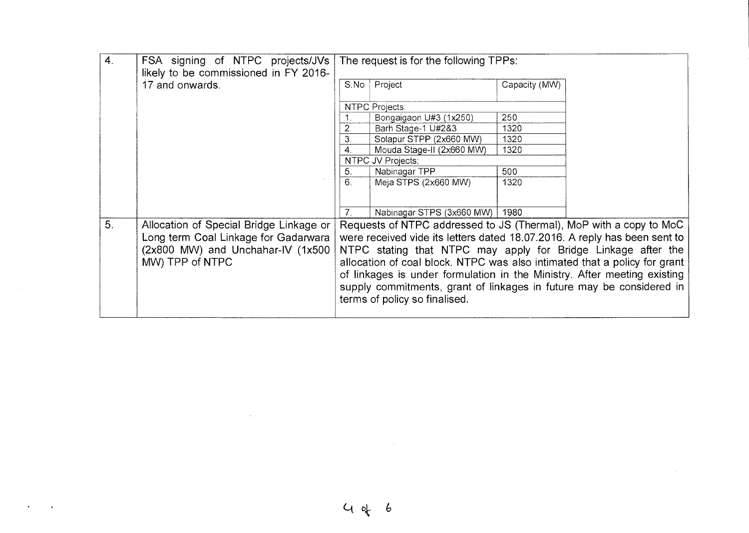| 4. | FSA signing of NTPC projects/JVs likely to be commissioned in FY 2016-17 and onwards. | The request is for the following TPPs:<br><br>**S.No** \| **Project** \| **Capacity (MW)**<br>NTPC Projects:<br>1. \| Bongaigaon U#3 (1x250) \| 250<br>2. \| Barh Stage-1 U#2&3 \| 1320<br>3. \| Solapur STPP (2x660 MW) \| 1320<br>4. \| Mouda Stage-II (2x660 MW) \| 1320<br>NTPC JV Projects:<br>5. \| Nabinagar TPP \| 500<br>6. \| Meja STPS (2x660 MW) \| 1320<br>7. \| Nabinagar STPS (3x660 MW) \| 1980 |
|---|---|---|
| 5. | Allocation of Special Bridge Linkage or Long term Coal Linkage for Gadarwara (2x800 MW) and Unchahar-IV (1x500 MW) TPP of NTPC | Requests of NTPC addressed to JS (Thermal), MoP with a copy to MoC were received vide its letters dated 18.07.2016. A reply has been sent to NTPC stating that NTPC may apply for Bridge Linkage after the allocation of coal block. NTPC was also intimated that a policy for grant of linkages is under formulation in the Ministry. After meeting existing supply commitments, grant of linkages in future may be considered in terms of policy so finalised. |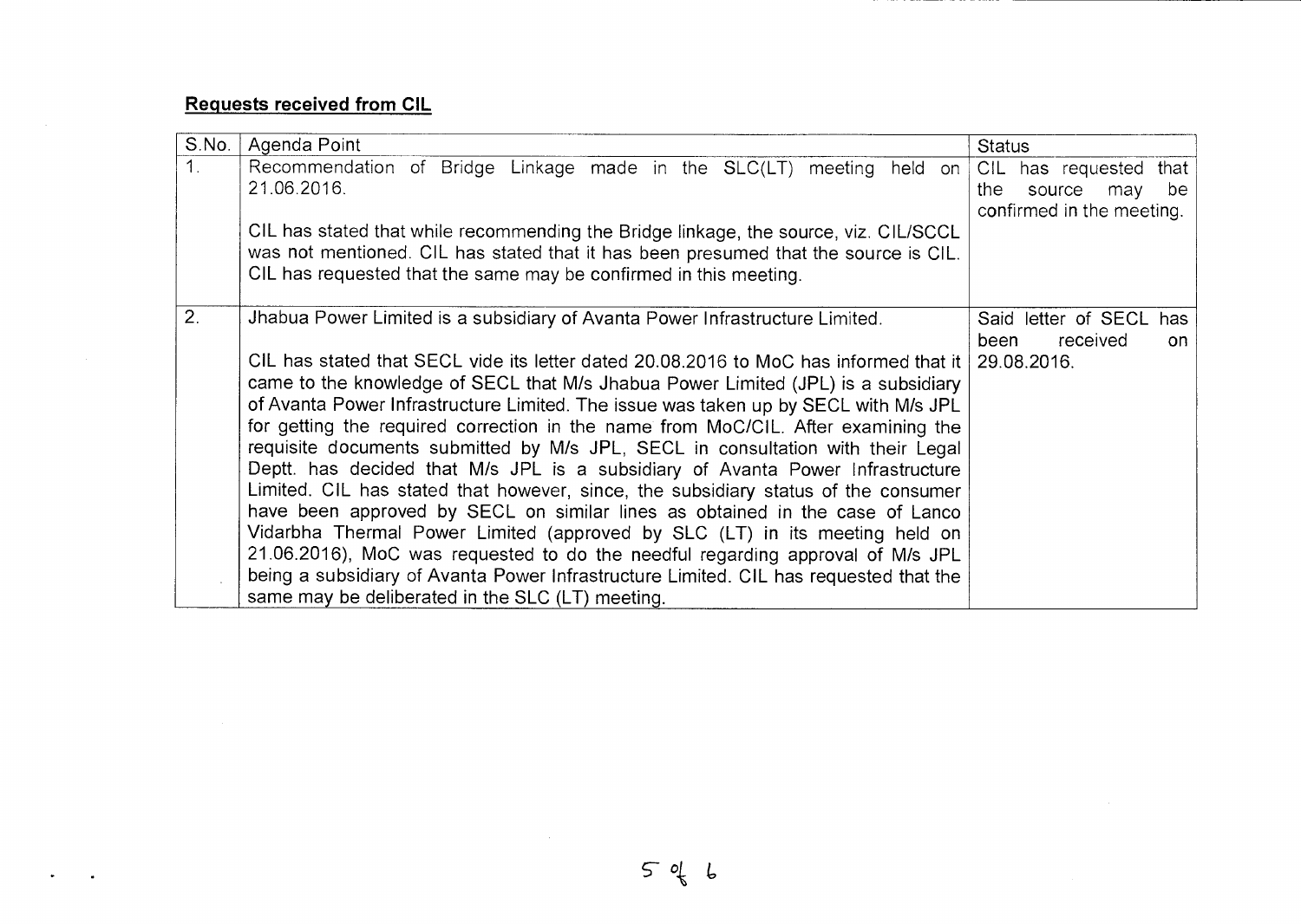## **Requests received from CIL**

| S.No. | Agenda Point | Status |
|---|---|---|
| 1. | Recommendation of Bridge Linkage made in the SLC(LT) meeting held on 21.06.2016.<br><br>CIL has stated that while recommending the Bridge linkage, the source, viz. CIL/SCCL was not mentioned. CIL has stated that it has been presumed that the source is CIL. CIL has requested that the same may be confirmed in this meeting. | CIL has requested that the source may be confirmed in the meeting. |
| 2. | Jhabua Power Limited is a subsidiary of Avanta Power Infrastructure Limited.<br><br>CIL has stated that SECL vide its letter dated 20.08.2016 to MoC has informed that it came to the knowledge of SECL that M/s Jhabua Power Limited (JPL) is a subsidiary of Avanta Power Infrastructure Limited. The issue was taken up by SECL with M/s JPL for getting the required correction in the name from MoC/CIL. After examining the requisite documents submitted by M/s JPL, SECL in consultation with their Legal Deptt. has decided that M/s JPL is a subsidiary of Avanta Power Infrastructure Limited. CIL has stated that however, since, the subsidiary status of the consumer have been approved by SECL on similar lines as obtained in the case of Lanco Vidarbha Thermal Power Limited (approved by SLC (LT) in its meeting held on 21.06.2016), MoC was requested to do the needful regarding approval of M/s JPL being a subsidiary of Avanta Power Infrastructure Limited. CIL has requested that the same may be deliberated in the SLC (LT) meeting. | Said letter of SECL has been received on 29.08.2016. |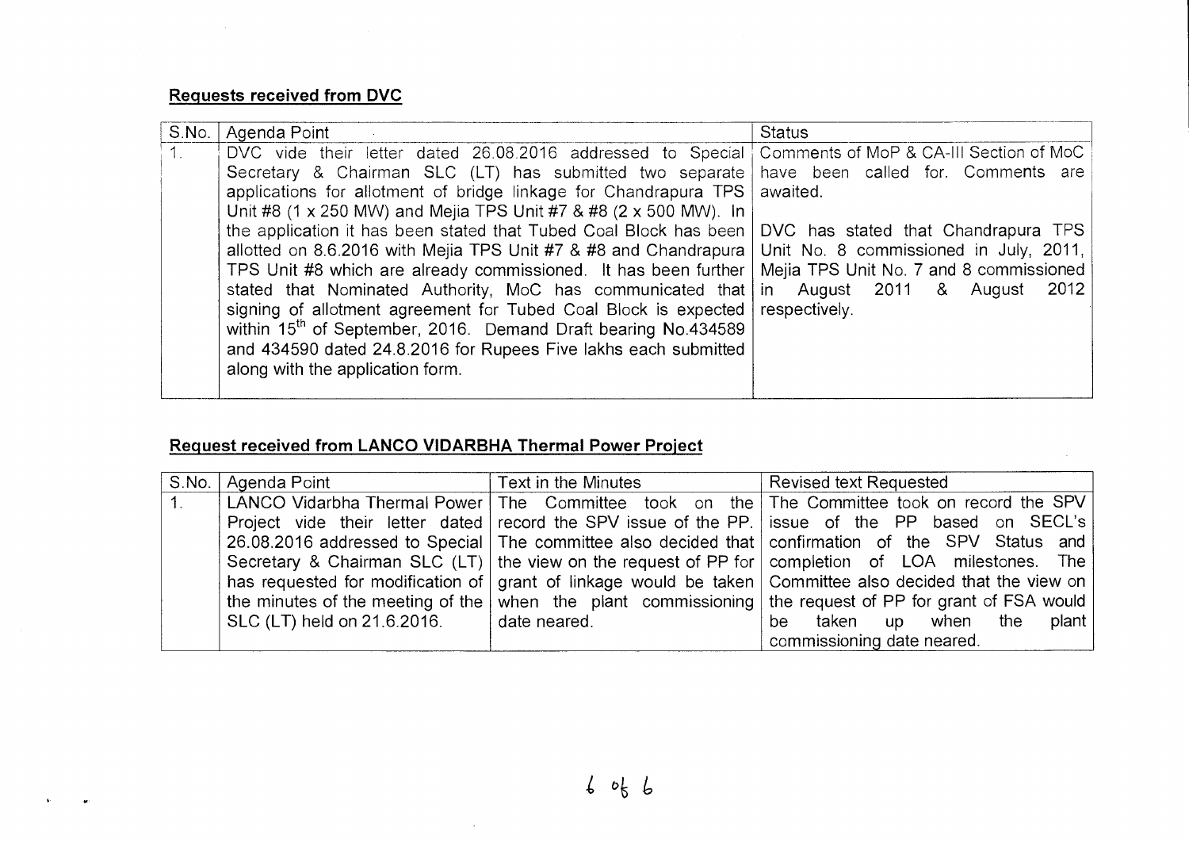**Requests received from DVC**

| S.No. | Agenda Point | Status |
|---|---|---|
| 1. | DVC vide their letter dated 26.08.2016 addressed to Special Secretary & Chairman SLC (LT) has submitted two separate applications for allotment of bridge linkage for Chandrapura TPS Unit #8 (1 x 250 MW) and Mejia TPS Unit #7 & #8 (2 x 500 MW). In the application it has been stated that Tubed Coal Block has been allotted on 8.6.2016 with Mejia TPS Unit #7 & #8 and Chandrapura TPS Unit #8 which are already commissioned. It has been further stated that Nominated Authority, MoC has communicated that signing of allotment agreement for Tubed Coal Block is expected within 15th of September, 2016. Demand Draft bearing No.434589 and 434590 dated 24.8.2016 for Rupees Five lakhs each submitted along with the application form. | Comments of MoP & CA-III Section of MoC have been called for. Comments are awaited.<br><br>DVC has stated that Chandrapura TPS Unit No. 8 commissioned in July, 2011, Mejia TPS Unit No. 7 and 8 commissioned in August 2011 & August 2012 respectively. |

**Request received from LANCO VIDARBHA Thermal Power Project**

| S.No. | Agenda Point | Text in the Minutes | Revised text Requested |
|---|---|---|---|
| 1. | LANCO Vidarbha Thermal Power Project vide their letter dated 26.08.2016 addressed to Special Secretary & Chairman SLC (LT) has requested for modification of the minutes of the meeting of the SLC (LT) held on 21.6.2016. | The Committee took on the record the SPV issue of the PP. The committee also decided that the view on the request of PP for grant of linkage would be taken when the plant commissioning date neared. | The Committee took on record the SPV issue of the PP based on SECL's confirmation of the SPV Status and completion of LOA milestones. The Committee also decided that the view on the request of PP for grant of FSA would be taken up when the plant commissioning date neared. |